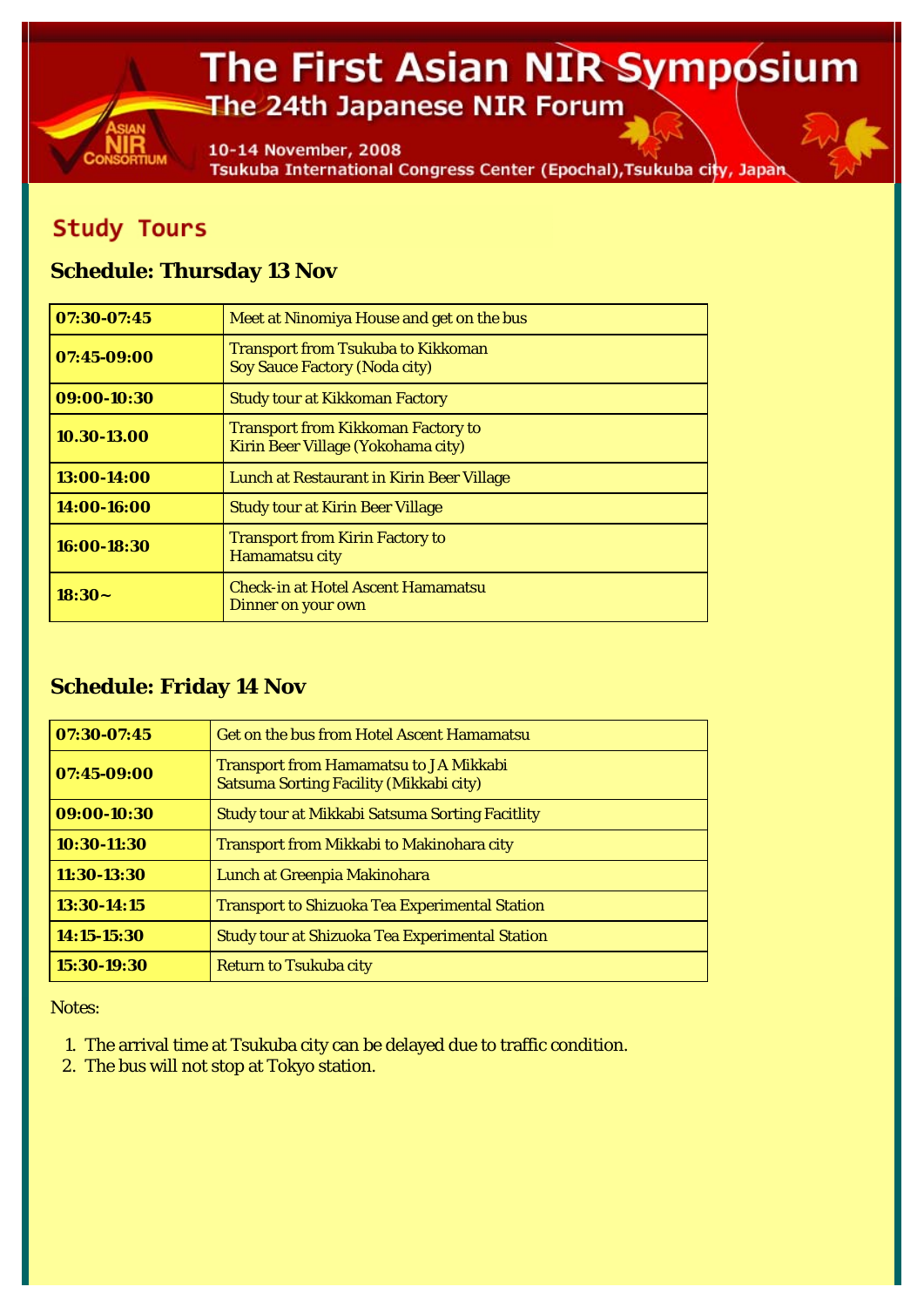# The First Asian NIR Symposium

## The 24th Japanese NIR Forum

10-14 November, 2008

Tsukuba International Congress Center (Epochal),Tsukuba city, Japan

## Study Tours

### Schedule: Thursday 13 Nov

| | |
|---|---|
| **07:30-07:45** | Meet at Ninomiya House and get on the bus |
| **07:45-09:00** | Transport from Tsukuba to Kikkoman Soy Sauce Factory (Noda city) |
| **09:00-10:30** | Study tour at Kikkoman Factory |
| **10.30-13.00** | Transport from Kikkoman Factory to Kirin Beer Village (Yokohama city) |
| **13:00-14:00** | Lunch at Restaurant in Kirin Beer Village |
| **14:00-16:00** | Study tour at Kirin Beer Village |
| **16:00-18:30** | Transport from Kirin Factory to Hamamatsu city |
| **18:30~** | Check-in at Hotel Ascent Hamamatsu<br>Dinner on your own |

### Schedule: Friday 14 Nov

| | |
|---|---|
| **07:30-07:45** | Get on the bus from Hotel Ascent Hamamatsu |
| **07:45-09:00** | Transport from Hamamatsu to JA Mikkabi Satsuma Sorting Facility (Mikkabi city) |
| **09:00-10:30** | Study tour at Mikkabi Satsuma Sorting Facitlity |
| **10:30-11:30** | Transport from Mikkabi to Makinohara city |
| **11:30-13:30** | Lunch at Greenpia Makinohara |
| **13:30-14:15** | Transport to Shizuoka Tea Experimental Station |
| **14:15-15:30** | Study tour at Shizuoka Tea Experimental Station |
| **15:30-19:30** | Return to Tsukuba city |

Notes:

1. The arrival time at Tsukuba city can be delayed due to traffic condition.
2. The bus will not stop at Tokyo station.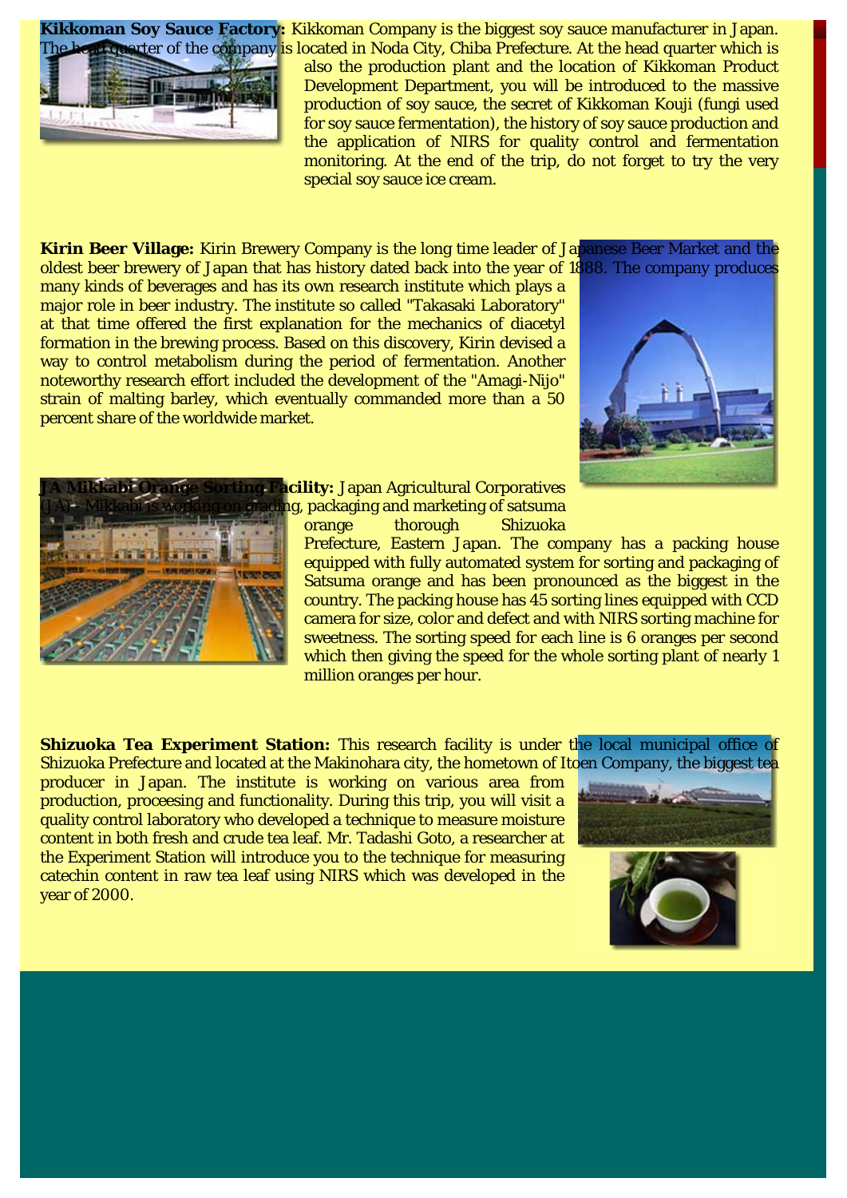**Kikkoman Soy Sauce Factory:** Kikkoman Company is the biggest soy sauce manufacturer in Japan. The head quarter of the company is located in Noda City, Chiba Prefecture. At the head quarter which is also the production plant and the location of Kikkoman Product Development Department, you will be introduced to the massive production of soy sauce, the secret of Kikkoman Kouji (fungi used for soy sauce fermentation), the history of soy sauce production and the application of NIRS for quality control and fermentation monitoring. At the end of the trip, do not forget to try the very special soy sauce ice cream.

**Kirin Beer Village:** Kirin Brewery Company is the long time leader of Japanese Beer Market and the oldest beer brewery of Japan that has history dated back into the year of 1888. The company produces many kinds of beverages and has its own research institute which plays a major role in beer industry. The institute so called "Takasaki Laboratory" at that time offered the first explanation for the mechanics of diacetyl formation in the brewing process. Based on this discovery, Kirin devised a way to control metabolism during the period of fermentation. Another noteworthy research effort included the development of the "Amagi-Nijo" strain of malting barley, which eventually commanded more than a 50 percent share of the worldwide market.

**JA Mikkabi Orange Sorting Facility:** Japan Agricultural Corporatives (JA) - Mikkabi is working on grading, packaging and marketing of satsuma orange thorough Shizuoka Prefecture, Eastern Japan. The company has a packing house equipped with fully automated system for sorting and packaging of Satsuma orange and has been pronounced as the biggest in the country. The packing house has 45 sorting lines equipped with CCD camera for size, color and defect and with NIRS sorting machine for sweetness. The sorting speed for each line is 6 oranges per second which then giving the speed for the whole sorting plant of nearly 1 million oranges per hour.

**Shizuoka Tea Experiment Station:** This research facility is under the local municipal office of Shizuoka Prefecture and located at the Makinohara city, the hometown of Itoen Company, the biggest tea producer in Japan. The institute is working on various area from production, proceesing and functionality. During this trip, you will visit a quality control laboratory who developed a technique to measure moisture content in both fresh and crude tea leaf. Mr. Tadashi Goto, a researcher at the Experiment Station will introduce you to the technique for measuring catechin content in raw tea leaf using NIRS which was developed in the year of 2000.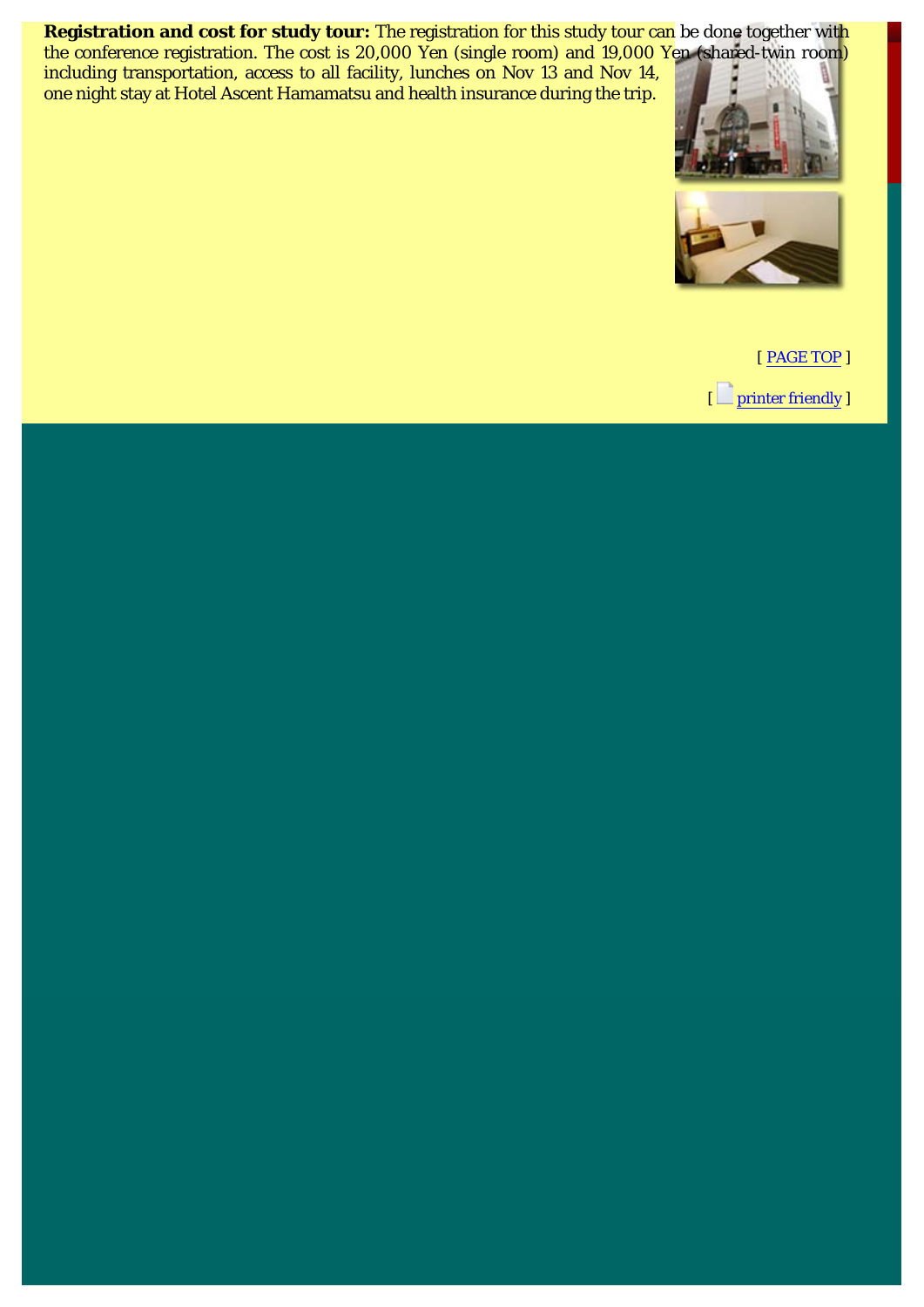**Registration and cost for study tour:** The registration for this study tour can be done together with the conference registration. The cost is 20,000 Yen (single room) and 19,000 Yen (shared-twin room) including transportation, access to all facility, lunches on Nov 13 and Nov 14, one night stay at Hotel Ascent Hamamatsu and health insurance during the trip.

[ PAGE TOP ]

[ printer friendly ]